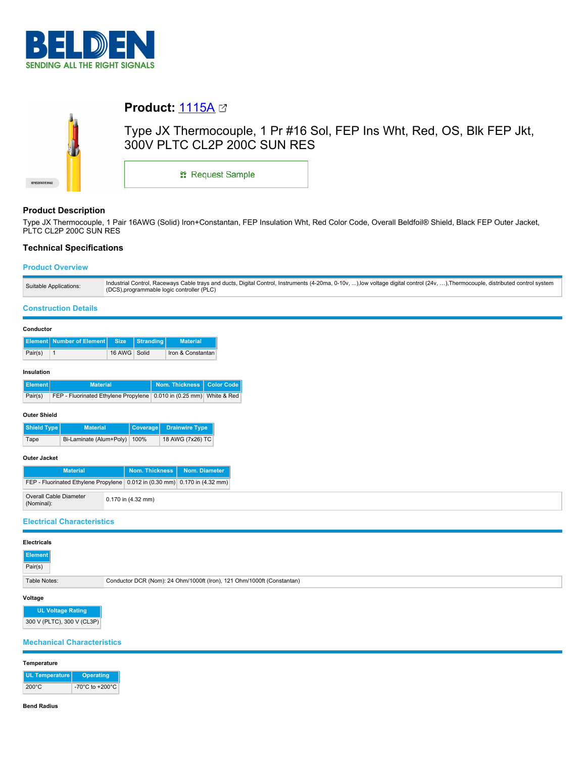# Product: 1115A

## Type JX Thermocouple, 1 Pr #16 Sol, FEP Ins Wht, Red, OS, Blk FEP Jkt, 300V PLTC CL2P 200C SUN RES

Request Sample

## Product Description

Type JX Thermocouple, 1 Pair 16AWG (Solid) Iron+Constantan, FEP Insulation Wht, Red Color Code, Overall Beldfoil® Shield, Black FEP Outer Jacket, PLTC CL2P 200C SUN RES

## Technical Specifications

### Product Overview

| | |
|---|---|
| Suitable Applications: | Industrial Control, Raceways Cable trays and ducts, Digital Control, Instruments (4-20ma, 0-10v, ...),low voltage digital control (24v, …),Thermocouple, distributed control system (DCS),programmable logic controller (PLC) |

### Construction Details

**Conductor**

| Element | Number of Element | Size | Stranding | Material |
|---|---|---|---|---|
| Pair(s) | 1 | 16 AWG | Solid | Iron & Constantan |

**Insulation**

| Element | Material | Nom. Thickness | Color Code |
|---|---|---|---|
| Pair(s) | FEP - Fluorinated Ethylene Propylene | 0.010 in (0.25 mm) | White & Red |

**Outer Shield**

| Shield Type | Material | Coverage | Drainwire Type |
|---|---|---|---|
| Tape | Bi-Laminate (Alum+Poly) | 100% | 18 AWG (7x26) TC |

**Outer Jacket**

| Material | Nom. Thickness | Nom. Diameter |
|---|---|---|
| FEP - Fluorinated Ethylene Propylene | 0.012 in (0.30 mm) | 0.170 in (4.32 mm) |

| | |
|---|---|
| Overall Cable Diameter (Nominal): | 0.170 in (4.32 mm) |

### Electrical Characteristics

**Electricals**

| Element |
|---|
| Pair(s) |

| | |
|---|---|
| Table Notes: | Conductor DCR (Nom): 24 Ohm/1000ft (Iron), 121 Ohm/1000ft (Constantan) |

**Voltage**

| UL Voltage Rating |
|---|
| 300 V (PLTC), 300 V (CL3P) |

### Mechanical Characteristics

**Temperature**

| UL Temperature | Operating |
|---|---|
| 200°C | -70°C to +200°C |

**Bend Radius**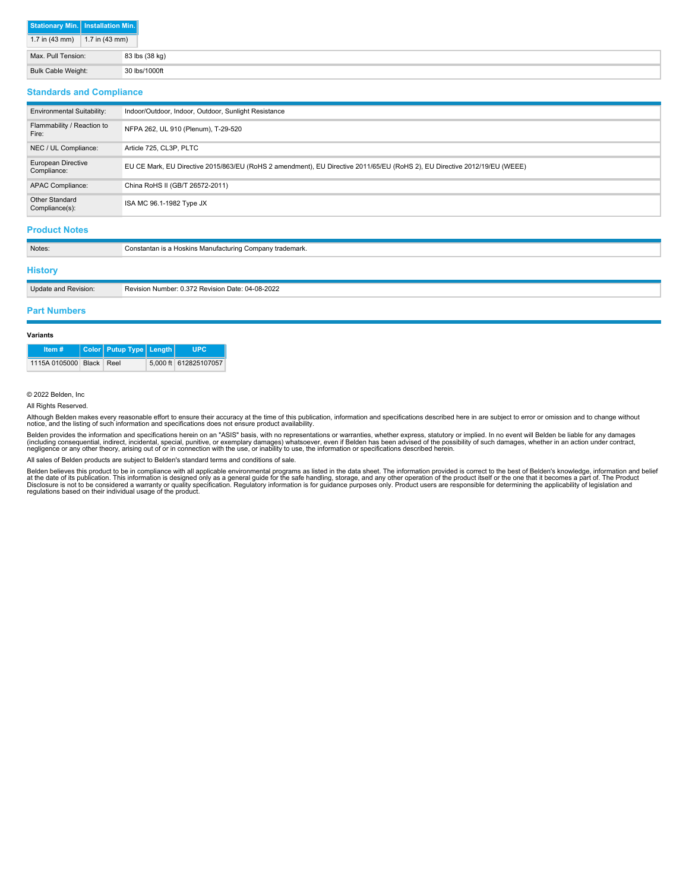| Stationary Min. | Installation Min. |
|---|---|
| 1.7 in (43 mm) | 1.7 in (43 mm) |

| | |
|---|---|
| Max. Pull Tension: | 83 lbs (38 kg) |
| Bulk Cable Weight: | 30 lbs/1000ft |

## Standards and Compliance

| | |
|---|---|
| Environmental Suitability: | Indoor/Outdoor, Indoor, Outdoor, Sunlight Resistance |
| Flammability / Reaction to Fire: | NFPA 262, UL 910 (Plenum), T-29-520 |
| NEC / UL Compliance: | Article 725, CL3P, PLTC |
| European Directive Compliance: | EU CE Mark, EU Directive 2015/863/EU (RoHS 2 amendment), EU Directive 2011/65/EU (RoHS 2), EU Directive 2012/19/EU (WEEE) |
| APAC Compliance: | China RoHS II (GB/T 26572-2011) |
| Other Standard Compliance(s): | ISA MC 96.1-1982 Type JX |

## Product Notes

| | |
|---|---|
| Notes: | Constantan is a Hoskins Manufacturing Company trademark. |

## History

| | |
|---|---|
| Update and Revision: | Revision Number: 0.372 Revision Date: 04-08-2022 |

## Part Numbers

**Variants**

| Item # | Color | Putup Type | Length | UPC |
|---|---|---|---|---|
| 1115A 0105000 | Black | Reel | 5,000 ft | 612825107057 |

© 2022 Belden, Inc

All Rights Reserved.

Although Belden makes every reasonable effort to ensure their accuracy at the time of this publication, information and specifications described here in are subject to error or omission and to change without notice, and the listing of such information and specifications does not ensure product availability.

Belden provides the information and specifications herein on an "ASIS" basis, with no representations or warranties, whether express, statutory or implied. In no event will Belden be liable for any damages (including consequential, indirect, incidental, special, punitive, or exemplary damages) whatsoever, even if Belden has been advised of the possibility of such damages, whether in an action under contract, negligence or any other theory, arising out of or in connection with the use, or inability to use, the information or specifications described herein.

All sales of Belden products are subject to Belden's standard terms and conditions of sale.

Belden believes this product to be in compliance with all applicable environmental programs as listed in the data sheet. The information provided is correct to the best of Belden's knowledge, information and belief at the date of its publication. This information is designed only as a general guide for the safe handling, storage, and any other operation of the product itself or the one that it becomes a part of. The Product Disclosure is not to be considered a warranty or quality specification. Regulatory information is for guidance purposes only. Product users are responsible for determining the applicability of legislation and regulations based on their individual usage of the product.